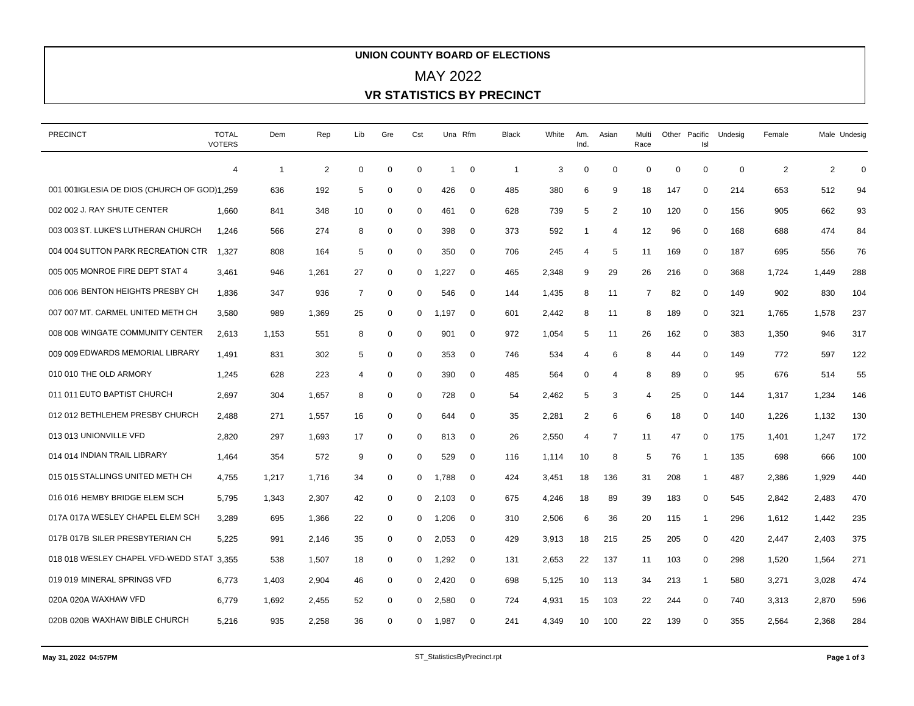# UNION COUNTY BOARD OF ELECTIONS

## MAY 2022

## VR STATISTICS BY PRECINCT

| PRECINCT | TOTAL VOTERS | Dem | Rep | Lib | Gre | Cst | Una | Rfm | Black | White | Am. Ind. | Asian | Multi Race | Other | Pacific Isl | Undesig | Female | Male | Undesig |
|---|---|---|---|---|---|---|---|---|---|---|---|---|---|---|---|---|---|---|---|
| | 4 | 1 | 2 | 0 | 0 | 0 | 1 | 0 | 1 | 3 | 0 | 0 | 0 | 0 | 0 | 0 | 2 | 2 | 0 |
| 001 001 IGLESIA DE DIOS (CHURCH OF GOD) | 1,259 | 636 | 192 | 5 | 0 | 0 | 426 | 0 | 485 | 380 | 6 | 9 | 18 | 147 | 0 | 214 | 653 | 512 | 94 |
| 002 002 J. RAY SHUTE CENTER | 1,660 | 841 | 348 | 10 | 0 | 0 | 461 | 0 | 628 | 739 | 5 | 2 | 10 | 120 | 0 | 156 | 905 | 662 | 93 |
| 003 003 ST. LUKE'S LUTHERAN CHURCH | 1,246 | 566 | 274 | 8 | 0 | 0 | 398 | 0 | 373 | 592 | 1 | 4 | 12 | 96 | 0 | 168 | 688 | 474 | 84 |
| 004 004 SUTTON PARK RECREATION CTR | 1,327 | 808 | 164 | 5 | 0 | 0 | 350 | 0 | 706 | 245 | 4 | 5 | 11 | 169 | 0 | 187 | 695 | 556 | 76 |
| 005 005 MONROE FIRE DEPT STAT 4 | 3,461 | 946 | 1,261 | 27 | 0 | 0 | 1,227 | 0 | 465 | 2,348 | 9 | 29 | 26 | 216 | 0 | 368 | 1,724 | 1,449 | 288 |
| 006 006 BENTON HEIGHTS PRESBY CH | 1,836 | 347 | 936 | 7 | 0 | 0 | 546 | 0 | 144 | 1,435 | 8 | 11 | 7 | 82 | 0 | 149 | 902 | 830 | 104 |
| 007 007 MT. CARMEL UNITED METH CH | 3,580 | 989 | 1,369 | 25 | 0 | 0 | 1,197 | 0 | 601 | 2,442 | 8 | 11 | 8 | 189 | 0 | 321 | 1,765 | 1,578 | 237 |
| 008 008 WINGATE COMMUNITY CENTER | 2,613 | 1,153 | 551 | 8 | 0 | 0 | 901 | 0 | 972 | 1,054 | 5 | 11 | 26 | 162 | 0 | 383 | 1,350 | 946 | 317 |
| 009 009 EDWARDS MEMORIAL LIBRARY | 1,491 | 831 | 302 | 5 | 0 | 0 | 353 | 0 | 746 | 534 | 4 | 6 | 8 | 44 | 0 | 149 | 772 | 597 | 122 |
| 010 010 THE OLD ARMORY | 1,245 | 628 | 223 | 4 | 0 | 0 | 390 | 0 | 485 | 564 | 0 | 4 | 8 | 89 | 0 | 95 | 676 | 514 | 55 |
| 011 011 EUTO BAPTIST CHURCH | 2,697 | 304 | 1,657 | 8 | 0 | 0 | 728 | 0 | 54 | 2,462 | 5 | 3 | 4 | 25 | 0 | 144 | 1,317 | 1,234 | 146 |
| 012 012 BETHLEHEM PRESBY CHURCH | 2,488 | 271 | 1,557 | 16 | 0 | 0 | 644 | 0 | 35 | 2,281 | 2 | 6 | 6 | 18 | 0 | 140 | 1,226 | 1,132 | 130 |
| 013 013 UNIONVILLE VFD | 2,820 | 297 | 1,693 | 17 | 0 | 0 | 813 | 0 | 26 | 2,550 | 4 | 7 | 11 | 47 | 0 | 175 | 1,401 | 1,247 | 172 |
| 014 014 INDIAN TRAIL LIBRARY | 1,464 | 354 | 572 | 9 | 0 | 0 | 529 | 0 | 116 | 1,114 | 10 | 8 | 5 | 76 | 1 | 135 | 698 | 666 | 100 |
| 015 015 STALLINGS UNITED METH CH | 4,755 | 1,217 | 1,716 | 34 | 0 | 0 | 1,788 | 0 | 424 | 3,451 | 18 | 136 | 31 | 208 | 1 | 487 | 2,386 | 1,929 | 440 |
| 016 016 HEMBY BRIDGE ELEM SCH | 5,795 | 1,343 | 2,307 | 42 | 0 | 0 | 2,103 | 0 | 675 | 4,246 | 18 | 89 | 39 | 183 | 0 | 545 | 2,842 | 2,483 | 470 |
| 017A 017A WESLEY CHAPEL ELEM SCH | 3,289 | 695 | 1,366 | 22 | 0 | 0 | 1,206 | 0 | 310 | 2,506 | 6 | 36 | 20 | 115 | 1 | 296 | 1,612 | 1,442 | 235 |
| 017B 017B SILER PRESBYTERIAN CH | 5,225 | 991 | 2,146 | 35 | 0 | 0 | 2,053 | 0 | 429 | 3,913 | 18 | 215 | 25 | 205 | 0 | 420 | 2,447 | 2,403 | 375 |
| 018 018 WESLEY CHAPEL VFD-WEDD STAT | 3,355 | 538 | 1,507 | 18 | 0 | 0 | 1,292 | 0 | 131 | 2,653 | 22 | 137 | 11 | 103 | 0 | 298 | 1,520 | 1,564 | 271 |
| 019 019 MINERAL SPRINGS VFD | 6,773 | 1,403 | 2,904 | 46 | 0 | 0 | 2,420 | 0 | 698 | 5,125 | 10 | 113 | 34 | 213 | 1 | 580 | 3,271 | 3,028 | 474 |
| 020A 020A WAXHAW VFD | 6,779 | 1,692 | 2,455 | 52 | 0 | 0 | 2,580 | 0 | 724 | 4,931 | 15 | 103 | 22 | 244 | 0 | 740 | 3,313 | 2,870 | 596 |
| 020B 020B WAXHAW BIBLE CHURCH | 5,216 | 935 | 2,258 | 36 | 0 | 0 | 1,987 | 0 | 241 | 4,349 | 10 | 100 | 22 | 139 | 0 | 355 | 2,564 | 2,368 | 284 |

May 31, 2022 04:57PM ST_StatisticsByPrecinct.rpt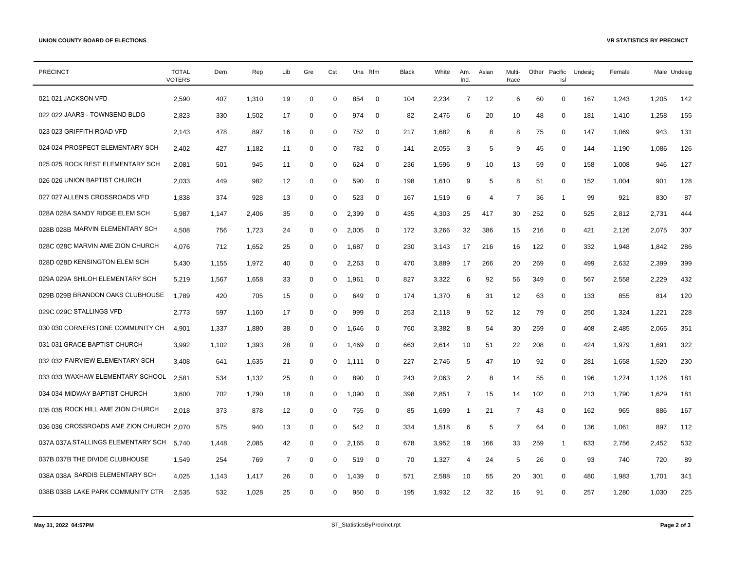**UNION COUNTY BOARD OF ELECTIONS**

**VR STATISTICS BY PRECINCT**

| PRECINCT | TOTAL VOTERS | Dem | Rep | Lib | Gre | Cst | Una | Rfm | Black | White | Am. Ind. | Asian | Multi-Race | Other | Pacific Isl | Undesig | Female | Male | Undesig |
|---|---|---|---|---|---|---|---|---|---|---|---|---|---|---|---|---|---|---|---|
| 021 021 JACKSON VFD | 2,590 | 407 | 1,310 | 19 | 0 | 0 | 854 | 0 | 104 | 2,234 | 7 | 12 | 6 | 60 | 0 | 167 | 1,243 | 1,205 | 142 |
| 022 022 JAARS - TOWNSEND BLDG | 2,823 | 330 | 1,502 | 17 | 0 | 0 | 974 | 0 | 82 | 2,476 | 6 | 20 | 10 | 48 | 0 | 181 | 1,410 | 1,258 | 155 |
| 023 023 GRIFFITH ROAD VFD | 2,143 | 478 | 897 | 16 | 0 | 0 | 752 | 0 | 217 | 1,682 | 6 | 8 | 8 | 75 | 0 | 147 | 1,069 | 943 | 131 |
| 024 024 PROSPECT ELEMENTARY SCH | 2,402 | 427 | 1,182 | 11 | 0 | 0 | 782 | 0 | 141 | 2,055 | 3 | 5 | 9 | 45 | 0 | 144 | 1,190 | 1,086 | 126 |
| 025 025 ROCK REST ELEMENTARY SCH | 2,081 | 501 | 945 | 11 | 0 | 0 | 624 | 0 | 236 | 1,596 | 9 | 10 | 13 | 59 | 0 | 158 | 1,008 | 946 | 127 |
| 026 026 UNION BAPTIST CHURCH | 2,033 | 449 | 982 | 12 | 0 | 0 | 590 | 0 | 198 | 1,610 | 9 | 5 | 8 | 51 | 0 | 152 | 1,004 | 901 | 128 |
| 027 027 ALLEN'S CROSSROADS VFD | 1,838 | 374 | 928 | 13 | 0 | 0 | 523 | 0 | 167 | 1,519 | 6 | 4 | 7 | 36 | 1 | 99 | 921 | 830 | 87 |
| 028A 028A SANDY RIDGE ELEM SCH | 5,987 | 1,147 | 2,406 | 35 | 0 | 0 | 2,399 | 0 | 435 | 4,303 | 25 | 417 | 30 | 252 | 0 | 525 | 2,812 | 2,731 | 444 |
| 028B 028B MARVIN ELEMENTARY SCH | 4,508 | 756 | 1,723 | 24 | 0 | 0 | 2,005 | 0 | 172 | 3,266 | 32 | 386 | 15 | 216 | 0 | 421 | 2,126 | 2,075 | 307 |
| 028C 028C MARVIN AME ZION CHURCH | 4,076 | 712 | 1,652 | 25 | 0 | 0 | 1,687 | 0 | 230 | 3,143 | 17 | 216 | 16 | 122 | 0 | 332 | 1,948 | 1,842 | 286 |
| 028D 028D KENSINGTON ELEM SCH | 5,430 | 1,155 | 1,972 | 40 | 0 | 0 | 2,263 | 0 | 470 | 3,889 | 17 | 266 | 20 | 269 | 0 | 499 | 2,632 | 2,399 | 399 |
| 029A 029A SHILOH ELEMENTARY SCH | 5,219 | 1,567 | 1,658 | 33 | 0 | 0 | 1,961 | 0 | 827 | 3,322 | 6 | 92 | 56 | 349 | 0 | 567 | 2,558 | 2,229 | 432 |
| 029B 029B BRANDON OAKS CLUBHOUSE | 1,789 | 420 | 705 | 15 | 0 | 0 | 649 | 0 | 174 | 1,370 | 6 | 31 | 12 | 63 | 0 | 133 | 855 | 814 | 120 |
| 029C 029C STALLINGS VFD | 2,773 | 597 | 1,160 | 17 | 0 | 0 | 999 | 0 | 253 | 2,118 | 9 | 52 | 12 | 79 | 0 | 250 | 1,324 | 1,221 | 228 |
| 030 030 CORNERSTONE COMMUNITY CH | 4,901 | 1,337 | 1,880 | 38 | 0 | 0 | 1,646 | 0 | 760 | 3,382 | 8 | 54 | 30 | 259 | 0 | 408 | 2,485 | 2,065 | 351 |
| 031 031 GRACE BAPTIST CHURCH | 3,992 | 1,102 | 1,393 | 28 | 0 | 0 | 1,469 | 0 | 663 | 2,614 | 10 | 51 | 22 | 208 | 0 | 424 | 1,979 | 1,691 | 322 |
| 032 032 FAIRVIEW ELEMENTARY SCH | 3,408 | 641 | 1,635 | 21 | 0 | 0 | 1,111 | 0 | 227 | 2,746 | 5 | 47 | 10 | 92 | 0 | 281 | 1,658 | 1,520 | 230 |
| 033 033 WAXHAW ELEMENTARY SCHOOL | 2,581 | 534 | 1,132 | 25 | 0 | 0 | 890 | 0 | 243 | 2,063 | 2 | 8 | 14 | 55 | 0 | 196 | 1,274 | 1,126 | 181 |
| 034 034 MIDWAY BAPTIST CHURCH | 3,600 | 702 | 1,790 | 18 | 0 | 0 | 1,090 | 0 | 398 | 2,851 | 7 | 15 | 14 | 102 | 0 | 213 | 1,790 | 1,629 | 181 |
| 035 035 ROCK HILL AME ZION CHURCH | 2,018 | 373 | 878 | 12 | 0 | 0 | 755 | 0 | 85 | 1,699 | 1 | 21 | 7 | 43 | 0 | 162 | 965 | 886 | 167 |
| 036 036 CROSSROADS AME ZION CHURCH | 2,070 | 575 | 940 | 13 | 0 | 0 | 542 | 0 | 334 | 1,518 | 6 | 5 | 7 | 64 | 0 | 136 | 1,061 | 897 | 112 |
| 037A 037A STALLINGS ELEMENTARY SCH | 5,740 | 1,448 | 2,085 | 42 | 0 | 0 | 2,165 | 0 | 678 | 3,952 | 19 | 166 | 33 | 259 | 1 | 633 | 2,756 | 2,452 | 532 |
| 037B 037B THE DIVIDE CLUBHOUSE | 1,549 | 254 | 769 | 7 | 0 | 0 | 519 | 0 | 70 | 1,327 | 4 | 24 | 5 | 26 | 0 | 93 | 740 | 720 | 89 |
| 038A 038A SARDIS ELEMENTARY SCH | 4,025 | 1,143 | 1,417 | 26 | 0 | 0 | 1,439 | 0 | 571 | 2,588 | 10 | 55 | 20 | 301 | 0 | 480 | 1,983 | 1,701 | 341 |
| 038B 038B LAKE PARK COMMUNITY CTR | 2,535 | 532 | 1,028 | 25 | 0 | 0 | 950 | 0 | 195 | 1,932 | 12 | 32 | 16 | 91 | 0 | 257 | 1,280 | 1,030 | 225 |

May 31, 2022 04:57PM

ST_StatisticsByPrecinct.rpt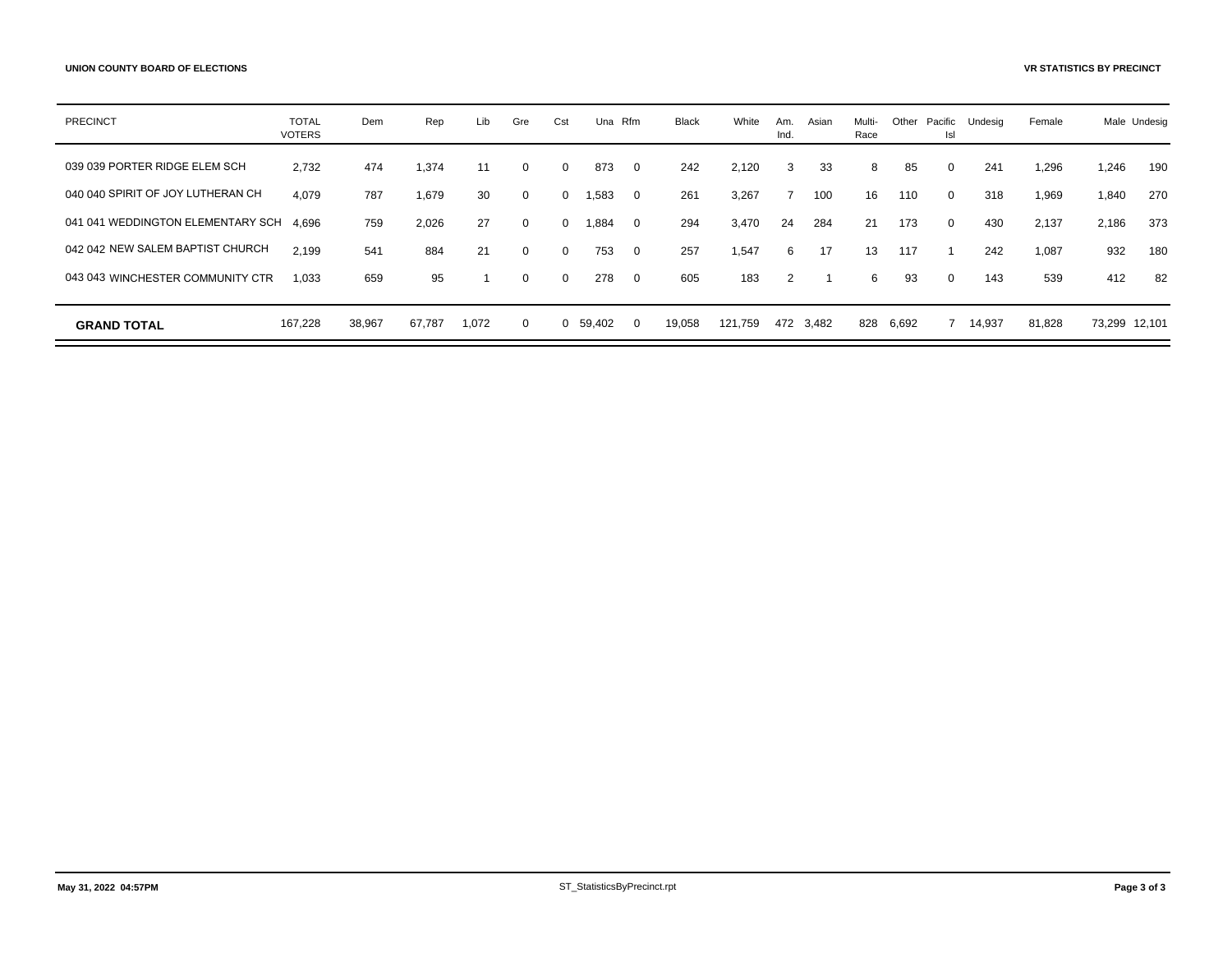UNION COUNTY BOARD OF ELECTIONS

VR STATISTICS BY PRECINCT

| PRECINCT | TOTAL VOTERS | Dem | Rep | Lib | Gre | Cst | Una | Rfm | Black | White | Am. Ind. | Asian | Multi-Race | Other | Pacific Isl | Undesig | Female | Male | Undesig |
|---|---|---|---|---|---|---|---|---|---|---|---|---|---|---|---|---|---|---|---|
| 039 039 PORTER RIDGE ELEM SCH | 2,732 | 474 | 1,374 | 11 | 0 | 0 | 873 | 0 | 242 | 2,120 | 3 | 33 | 8 | 85 | 0 | 241 | 1,296 | 1,246 | 190 |
| 040 040 SPIRIT OF JOY LUTHERAN CH | 4,079 | 787 | 1,679 | 30 | 0 | 0 | 1,583 | 0 | 261 | 3,267 | 7 | 100 | 16 | 110 | 0 | 318 | 1,969 | 1,840 | 270 |
| 041 041 WEDDINGTON ELEMENTARY SCH | 4,696 | 759 | 2,026 | 27 | 0 | 0 | 1,884 | 0 | 294 | 3,470 | 24 | 284 | 21 | 173 | 0 | 430 | 2,137 | 2,186 | 373 |
| 042 042 NEW SALEM BAPTIST CHURCH | 2,199 | 541 | 884 | 21 | 0 | 0 | 753 | 0 | 257 | 1,547 | 6 | 17 | 13 | 117 | 1 | 242 | 1,087 | 932 | 180 |
| 043 043 WINCHESTER COMMUNITY CTR | 1,033 | 659 | 95 | 1 | 0 | 0 | 278 | 0 | 605 | 183 | 2 | 1 | 6 | 93 | 0 | 143 | 539 | 412 | 82 |
| **GRAND TOTAL** | 167,228 | 38,967 | 67,787 | 1,072 | 0 | 0 | 59,402 | 0 | 19,058 | 121,759 | 472 | 3,482 | 828 | 6,692 | 7 | 14,937 | 81,828 | 73,299 | 12,101 |

May 31, 2022 04:57PM

ST_StatisticsByPrecinct.rpt